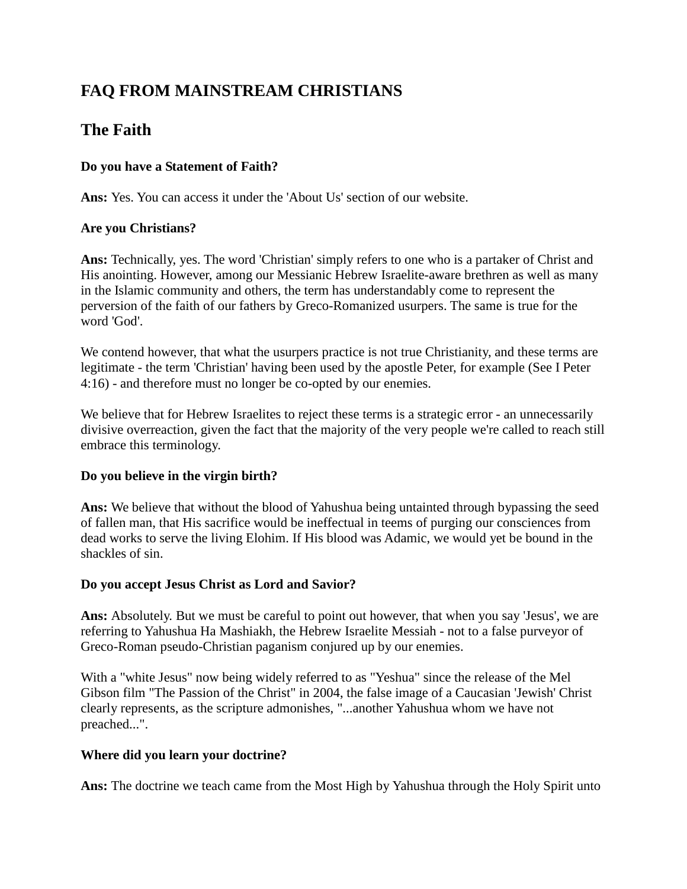# FAQ FROM MAINSTREAM CHRISTIANS

## The Faith

**Do you have a Statement of Faith?**

**Ans:** Yes. You can access it under the 'About Us' section of our website.

**Are you Christians?**

**Ans:** Technically, yes. The word 'Christian' simply refers to one who is a partaker of Christ and His anointing. However, among our Messianic Hebrew Israelite-aware brethren as well as many in the Islamic community and others, the term has understandably come to represent the perversion of the faith of our fathers by Greco-Romanized usurpers. The same is true for the word 'God'.

We contend however, that what the usurpers practice is not true Christianity, and these terms are legitimate - the term 'Christian' having been used by the apostle Peter, for example (See I Peter 4:16) - and therefore must no longer be co-opted by our enemies.

We believe that for Hebrew Israelites to reject these terms is a strategic error - an unnecessarily divisive overreaction, given the fact that the majority of the very people we're called to reach still embrace this terminology.

**Do you believe in the virgin birth?**

**Ans:** We believe that without the blood of Yahushua being untainted through bypassing the seed of fallen man, that His sacrifice would be ineffectual in teems of purging our consciences from dead works to serve the living Elohim. If His blood was Adamic, we would yet be bound in the shackles of sin.

**Do you accept Jesus Christ as Lord and Savior?**

**Ans:** Absolutely. But we must be careful to point out however, that when you say 'Jesus', we are referring to Yahushua Ha Mashiakh, the Hebrew Israelite Messiah - not to a false purveyor of Greco-Roman pseudo-Christian paganism conjured up by our enemies.

With a "white Jesus" now being widely referred to as "Yeshua" since the release of the Mel Gibson film "The Passion of the Christ" in 2004, the false image of a Caucasian 'Jewish' Christ clearly represents, as the scripture admonishes, "...another Yahushua whom we have not preached...".

**Where did you learn your doctrine?**

**Ans:** The doctrine we teach came from the Most High by Yahushua through the Holy Spirit unto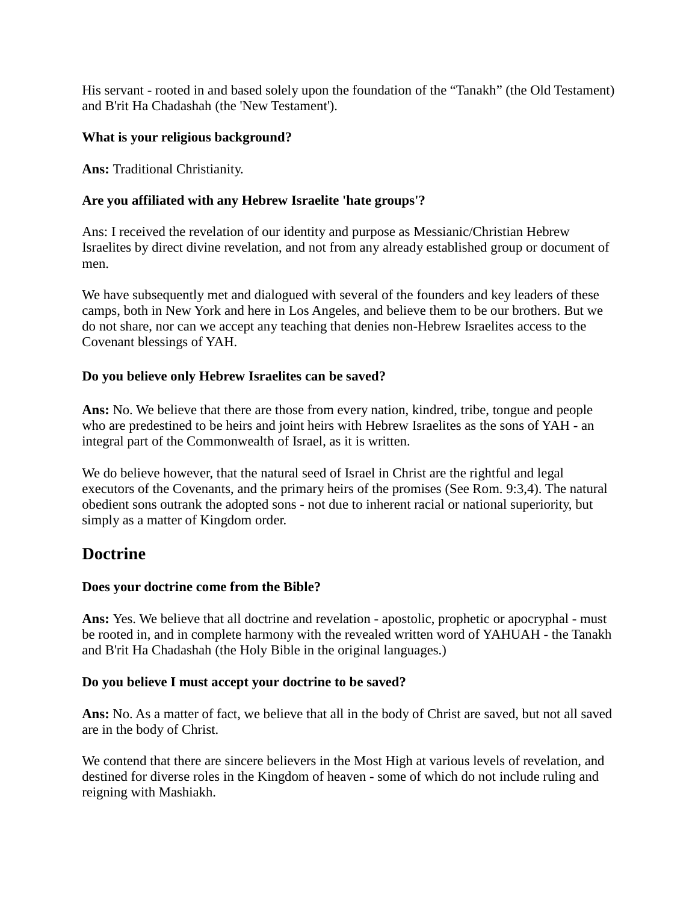His servant - rooted in and based solely upon the foundation of the “Tanakh” (the Old Testament) and B'rit Ha Chadashah (the 'New Testament').

**What is your religious background?**

**Ans:** Traditional Christianity.

**Are you affiliated with any Hebrew Israelite 'hate groups'?**

Ans: I received the revelation of our identity and purpose as Messianic/Christian Hebrew Israelites by direct divine revelation, and not from any already established group or document of men.

We have subsequently met and dialogued with several of the founders and key leaders of these camps, both in New York and here in Los Angeles, and believe them to be our brothers. But we do not share, nor can we accept any teaching that denies non-Hebrew Israelites access to the Covenant blessings of YAH.

**Do you believe only Hebrew Israelites can be saved?**

**Ans:** No. We believe that there are those from every nation, kindred, tribe, tongue and people who are predestined to be heirs and joint heirs with Hebrew Israelites as the sons of YAH - an integral part of the Commonwealth of Israel, as it is written.

We do believe however, that the natural seed of Israel in Christ are the rightful and legal executors of the Covenants, and the primary heirs of the promises (See Rom. 9:3,4). The natural obedient sons outrank the adopted sons - not due to inherent racial or national superiority, but simply as a matter of Kingdom order.

## Doctrine

**Does your doctrine come from the Bible?**

**Ans:** Yes. We believe that all doctrine and revelation - apostolic, prophetic or apocryphal - must be rooted in, and in complete harmony with the revealed written word of YAHUAH - the Tanakh and B'rit Ha Chadashah (the Holy Bible in the original languages.)

**Do you believe I must accept your doctrine to be saved?**

**Ans:** No. As a matter of fact, we believe that all in the body of Christ are saved, but not all saved are in the body of Christ.

We contend that there are sincere believers in the Most High at various levels of revelation, and destined for diverse roles in the Kingdom of heaven - some of which do not include ruling and reigning with Mashiakh.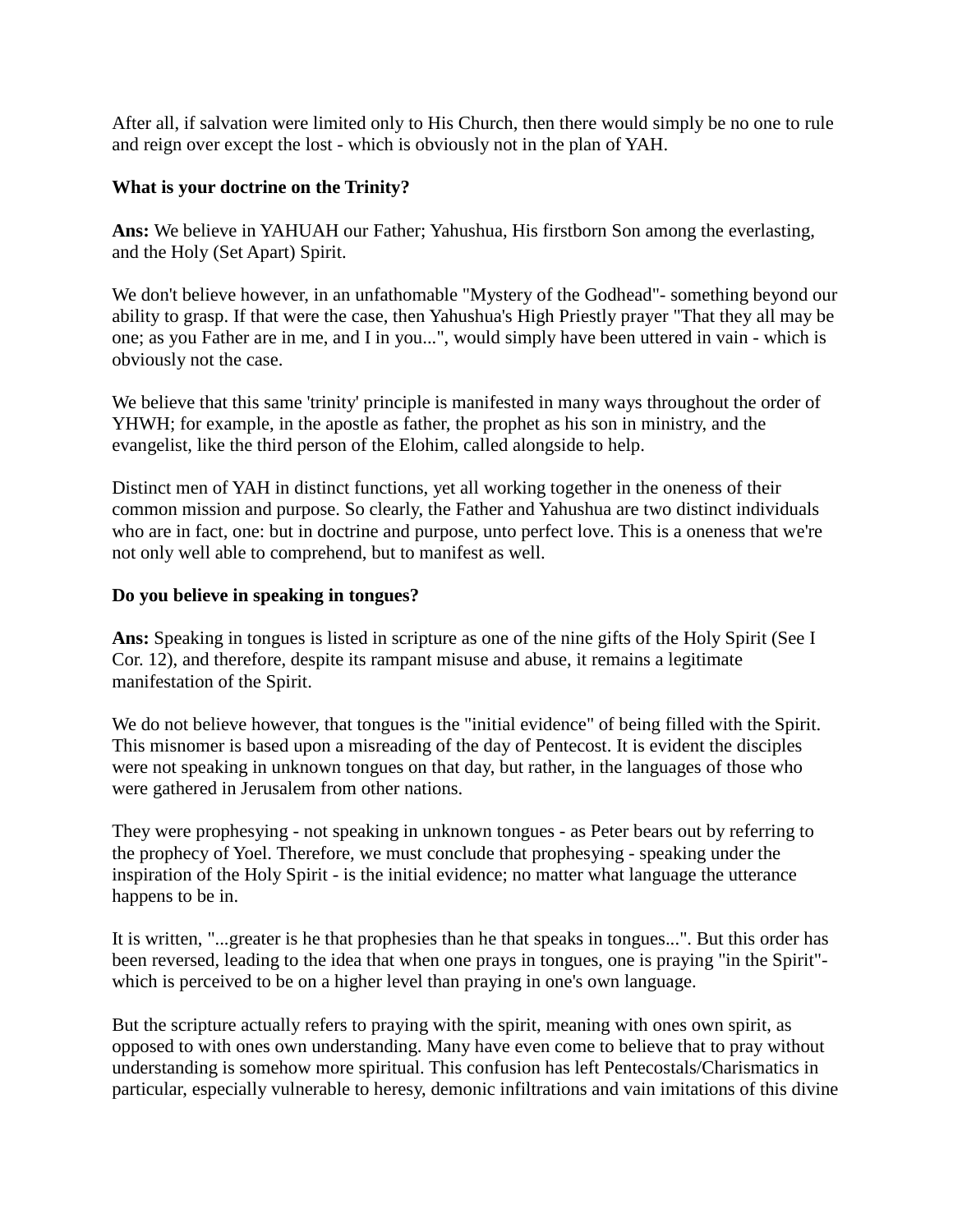After all, if salvation were limited only to His Church, then there would simply be no one to rule and reign over except the lost - which is obviously not in the plan of YAH.

**What is your doctrine on the Trinity?**

**Ans:** We believe in YAHUAH our Father; Yahushua, His firstborn Son among the everlasting, and the Holy (Set Apart) Spirit.

We don't believe however, in an unfathomable "Mystery of the Godhead"- something beyond our ability to grasp. If that were the case, then Yahushua's High Priestly prayer "That they all may be one; as you Father are in me, and I in you...", would simply have been uttered in vain - which is obviously not the case.

We believe that this same 'trinity' principle is manifested in many ways throughout the order of YHWH; for example, in the apostle as father, the prophet as his son in ministry, and the evangelist, like the third person of the Elohim, called alongside to help.

Distinct men of YAH in distinct functions, yet all working together in the oneness of their common mission and purpose. So clearly, the Father and Yahushua are two distinct individuals who are in fact, one: but in doctrine and purpose, unto perfect love. This is a oneness that we're not only well able to comprehend, but to manifest as well.

**Do you believe in speaking in tongues?**

**Ans:** Speaking in tongues is listed in scripture as one of the nine gifts of the Holy Spirit (See I Cor. 12), and therefore, despite its rampant misuse and abuse, it remains a legitimate manifestation of the Spirit.

We do not believe however, that tongues is the "initial evidence" of being filled with the Spirit. This misnomer is based upon a misreading of the day of Pentecost. It is evident the disciples were not speaking in unknown tongues on that day, but rather, in the languages of those who were gathered in Jerusalem from other nations.

They were prophesying - not speaking in unknown tongues - as Peter bears out by referring to the prophecy of Yoel. Therefore, we must conclude that prophesying - speaking under the inspiration of the Holy Spirit - is the initial evidence; no matter what language the utterance happens to be in.

It is written, "...greater is he that prophesies than he that speaks in tongues...". But this order has been reversed, leading to the idea that when one prays in tongues, one is praying "in the Spirit"- which is perceived to be on a higher level than praying in one's own language.

But the scripture actually refers to praying with the spirit, meaning with ones own spirit, as opposed to with ones own understanding. Many have even come to believe that to pray without understanding is somehow more spiritual. This confusion has left Pentecostals/Charismatics in particular, especially vulnerable to heresy, demonic infiltrations and vain imitations of this divine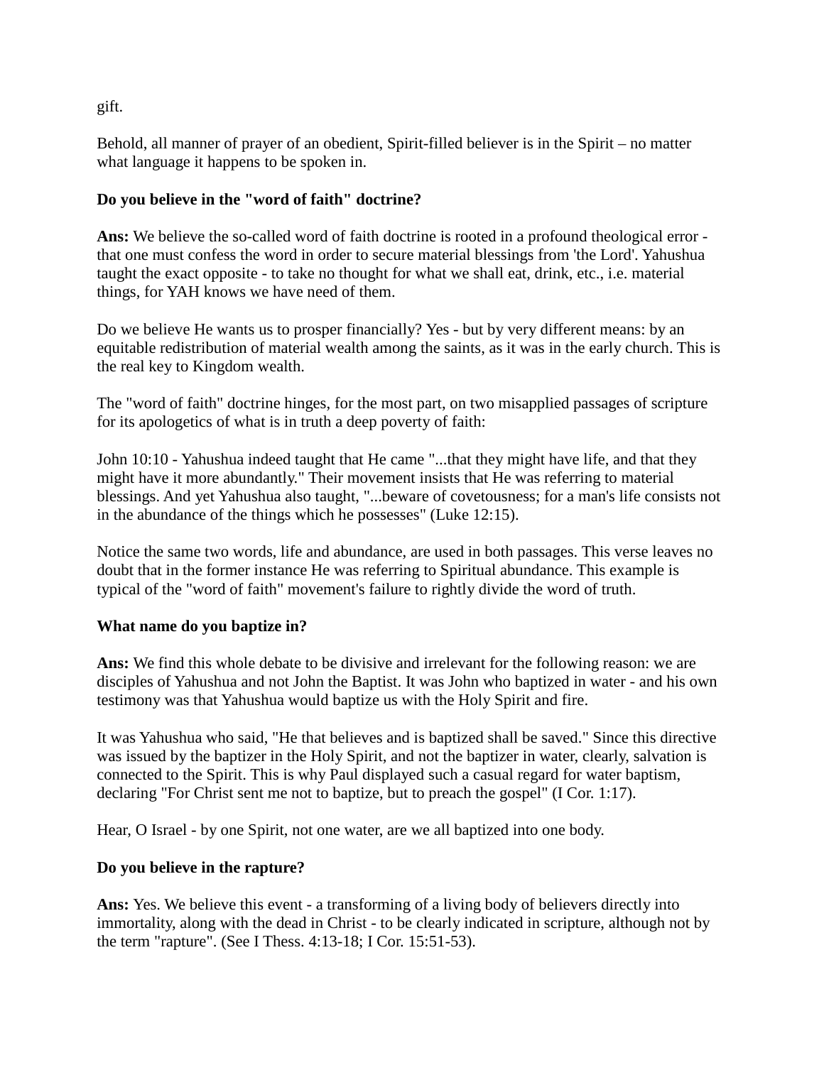gift.

Behold, all manner of prayer of an obedient, Spirit-filled believer is in the Spirit – no matter what language it happens to be spoken in.

**Do you believe in the "word of faith" doctrine?**

**Ans:** We believe the so-called word of faith doctrine is rooted in a profound theological error - that one must confess the word in order to secure material blessings from 'the Lord'. Yahushua taught the exact opposite - to take no thought for what we shall eat, drink, etc., i.e. material things, for YAH knows we have need of them.

Do we believe He wants us to prosper financially? Yes - but by very different means: by an equitable redistribution of material wealth among the saints, as it was in the early church. This is the real key to Kingdom wealth.

The "word of faith" doctrine hinges, for the most part, on two misapplied passages of scripture for its apologetics of what is in truth a deep poverty of faith:

John 10:10 - Yahushua indeed taught that He came "...that they might have life, and that they might have it more abundantly." Their movement insists that He was referring to material blessings. And yet Yahushua also taught, "...beware of covetousness; for a man's life consists not in the abundance of the things which he possesses" (Luke 12:15).

Notice the same two words, life and abundance, are used in both passages. This verse leaves no doubt that in the former instance He was referring to Spiritual abundance. This example is typical of the "word of faith" movement's failure to rightly divide the word of truth.

**What name do you baptize in?**

**Ans:** We find this whole debate to be divisive and irrelevant for the following reason: we are disciples of Yahushua and not John the Baptist. It was John who baptized in water - and his own testimony was that Yahushua would baptize us with the Holy Spirit and fire.

It was Yahushua who said, "He that believes and is baptized shall be saved." Since this directive was issued by the baptizer in the Holy Spirit, and not the baptizer in water, clearly, salvation is connected to the Spirit. This is why Paul displayed such a casual regard for water baptism, declaring "For Christ sent me not to baptize, but to preach the gospel" (I Cor. 1:17).

Hear, O Israel - by one Spirit, not one water, are we all baptized into one body.

**Do you believe in the rapture?**

**Ans:** Yes. We believe this event - a transforming of a living body of believers directly into immortality, along with the dead in Christ - to be clearly indicated in scripture, although not by the term "rapture". (See I Thess. 4:13-18; I Cor. 15:51-53).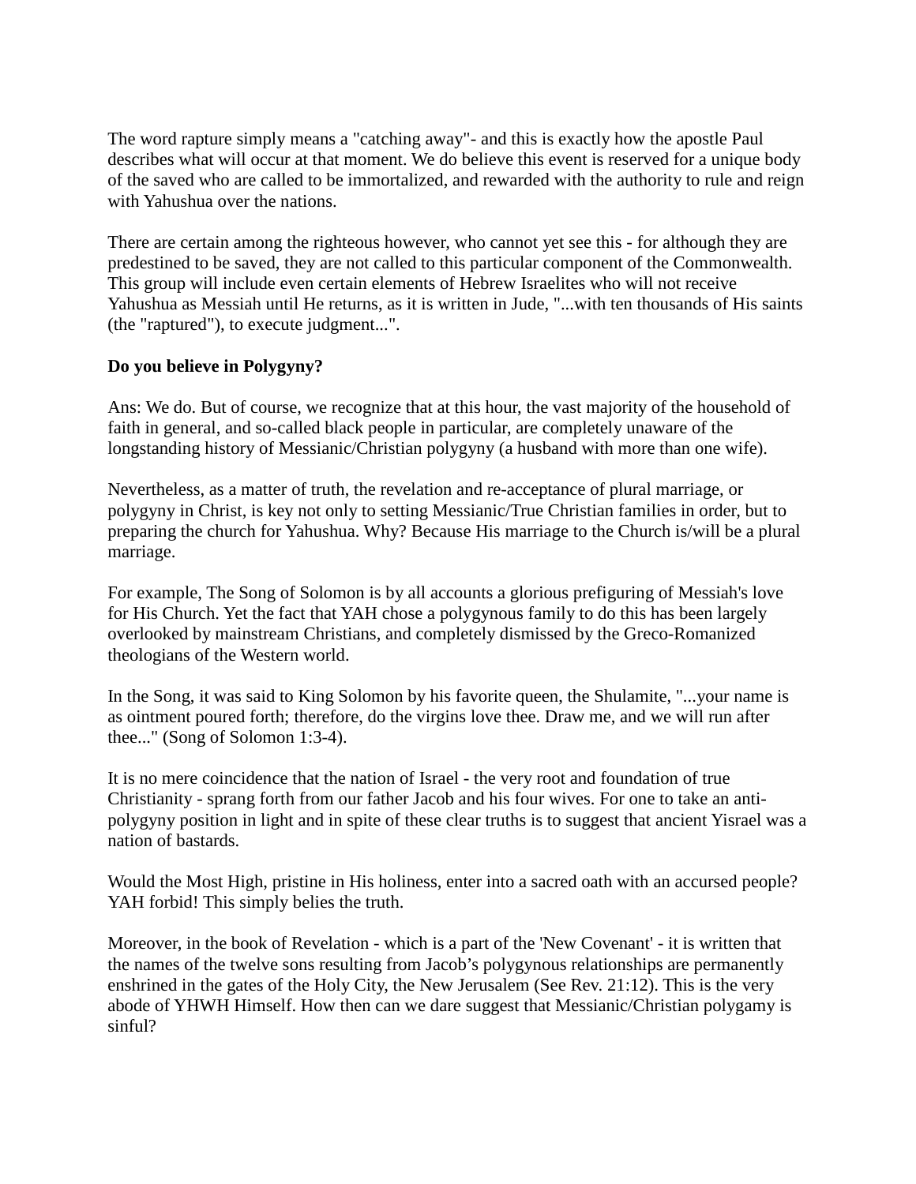The word rapture simply means a "catching away"- and this is exactly how the apostle Paul describes what will occur at that moment. We do believe this event is reserved for a unique body of the saved who are called to be immortalized, and rewarded with the authority to rule and reign with Yahushua over the nations.

There are certain among the righteous however, who cannot yet see this - for although they are predestined to be saved, they are not called to this particular component of the Commonwealth. This group will include even certain elements of Hebrew Israelites who will not receive Yahushua as Messiah until He returns, as it is written in Jude, "...with ten thousands of His saints (the "raptured"), to execute judgment...".

**Do you believe in Polygyny?**

Ans: We do. But of course, we recognize that at this hour, the vast majority of the household of faith in general, and so-called black people in particular, are completely unaware of the longstanding history of Messianic/Christian polygyny (a husband with more than one wife).

Nevertheless, as a matter of truth, the revelation and re-acceptance of plural marriage, or polygyny in Christ, is key not only to setting Messianic/True Christian families in order, but to preparing the church for Yahushua. Why? Because His marriage to the Church is/will be a plural marriage.

For example, The Song of Solomon is by all accounts a glorious prefiguring of Messiah's love for His Church. Yet the fact that YAH chose a polygynous family to do this has been largely overlooked by mainstream Christians, and completely dismissed by the Greco-Romanized theologians of the Western world.

In the Song, it was said to King Solomon by his favorite queen, the Shulamite, "...your name is as ointment poured forth; therefore, do the virgins love thee. Draw me, and we will run after thee..." (Song of Solomon 1:3-4).

It is no mere coincidence that the nation of Israel - the very root and foundation of true Christianity - sprang forth from our father Jacob and his four wives. For one to take an anti-polygyny position in light and in spite of these clear truths is to suggest that ancient Yisrael was a nation of bastards.

Would the Most High, pristine in His holiness, enter into a sacred oath with an accursed people? YAH forbid! This simply belies the truth.

Moreover, in the book of Revelation - which is a part of the 'New Covenant' - it is written that the names of the twelve sons resulting from Jacob's polygynous relationships are permanently enshrined in the gates of the Holy City, the New Jerusalem (See Rev. 21:12). This is the very abode of YHWH Himself. How then can we dare suggest that Messianic/Christian polygamy is sinful?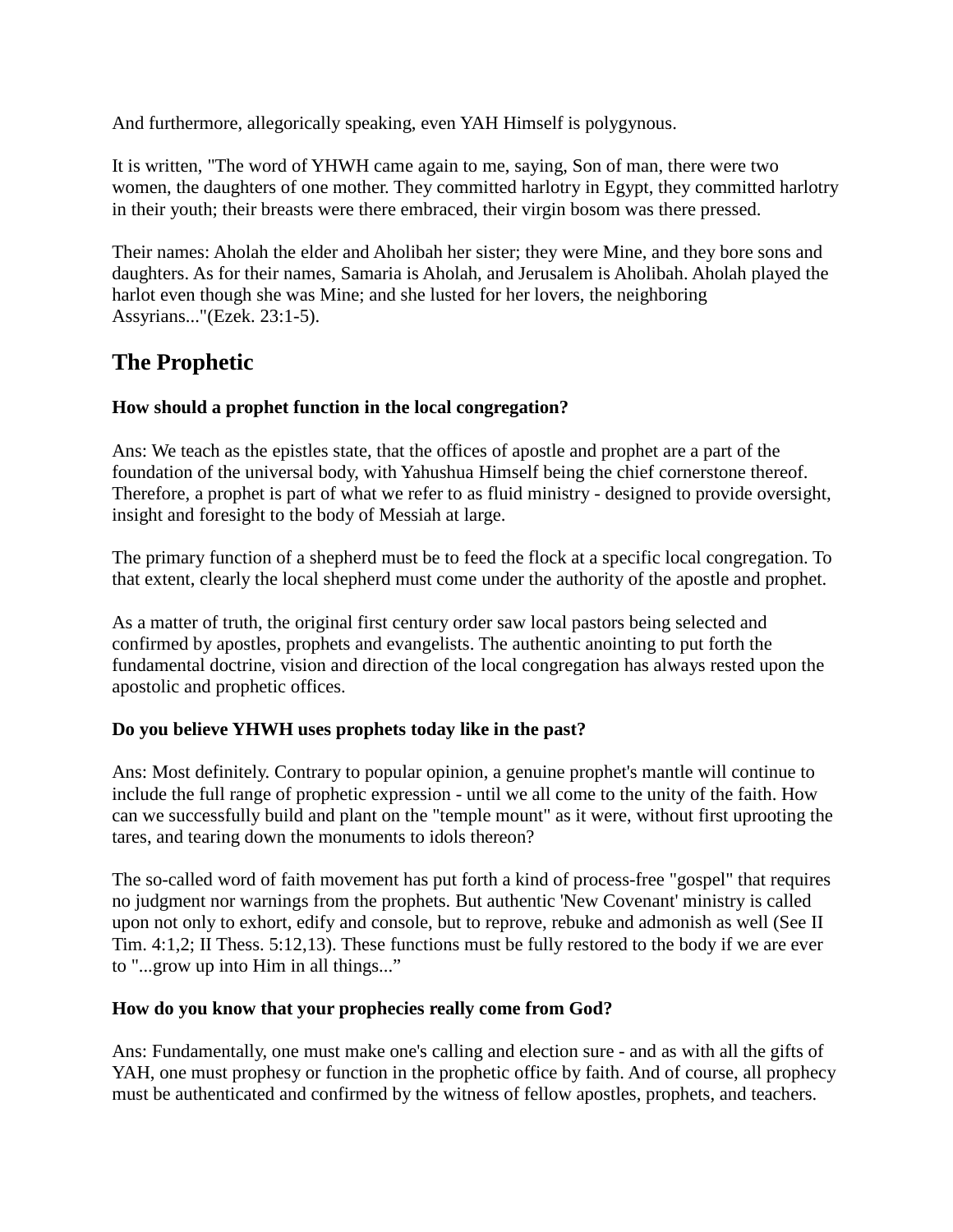And furthermore, allegorically speaking, even YAH Himself is polygynous.

It is written, "The word of YHWH came again to me, saying, Son of man, there were two women, the daughters of one mother. They committed harlotry in Egypt, they committed harlotry in their youth; their breasts were there embraced, their virgin bosom was there pressed.

Their names: Aholah the elder and Aholibah her sister; they were Mine, and they bore sons and daughters. As for their names, Samaria is Aholah, and Jerusalem is Aholibah. Aholah played the harlot even though she was Mine; and she lusted for her lovers, the neighboring Assyrians..."(Ezek. 23:1-5).

## The Prophetic

**How should a prophet function in the local congregation?**

Ans: We teach as the epistles state, that the offices of apostle and prophet are a part of the foundation of the universal body, with Yahushua Himself being the chief cornerstone thereof. Therefore, a prophet is part of what we refer to as fluid ministry - designed to provide oversight, insight and foresight to the body of Messiah at large.

The primary function of a shepherd must be to feed the flock at a specific local congregation. To that extent, clearly the local shepherd must come under the authority of the apostle and prophet.

As a matter of truth, the original first century order saw local pastors being selected and confirmed by apostles, prophets and evangelists. The authentic anointing to put forth the fundamental doctrine, vision and direction of the local congregation has always rested upon the apostolic and prophetic offices.

**Do you believe YHWH uses prophets today like in the past?**

Ans: Most definitely. Contrary to popular opinion, a genuine prophet's mantle will continue to include the full range of prophetic expression - until we all come to the unity of the faith. How can we successfully build and plant on the "temple mount" as it were, without first uprooting the tares, and tearing down the monuments to idols thereon?

The so-called word of faith movement has put forth a kind of process-free "gospel" that requires no judgment nor warnings from the prophets. But authentic 'New Covenant' ministry is called upon not only to exhort, edify and console, but to reprove, rebuke and admonish as well (See II Tim. 4:1,2; II Thess. 5:12,13). These functions must be fully restored to the body if we are ever to "...grow up into Him in all things..."

**How do you know that your prophecies really come from God?**

Ans: Fundamentally, one must make one's calling and election sure - and as with all the gifts of YAH, one must prophesy or function in the prophetic office by faith. And of course, all prophecy must be authenticated and confirmed by the witness of fellow apostles, prophets, and teachers.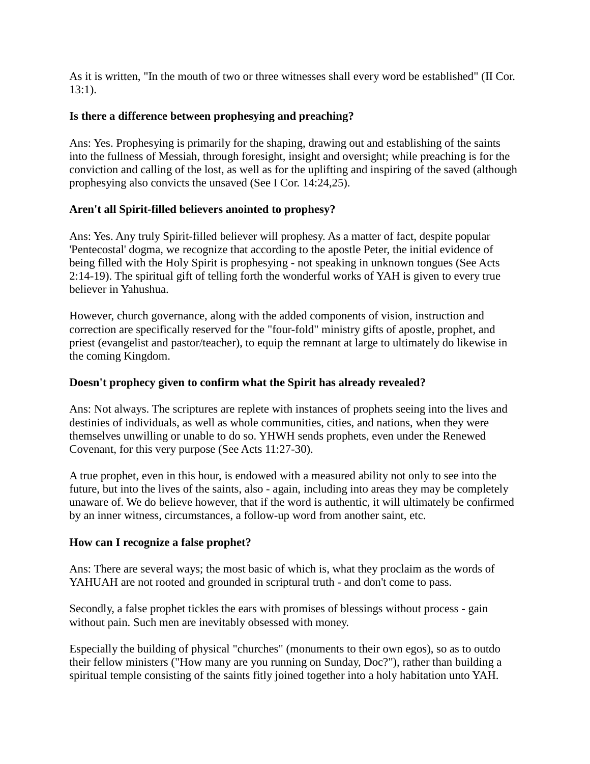As it is written, "In the mouth of two or three witnesses shall every word be established" (II Cor. 13:1).

**Is there a difference between prophesying and preaching?**

Ans: Yes. Prophesying is primarily for the shaping, drawing out and establishing of the saints into the fullness of Messiah, through foresight, insight and oversight; while preaching is for the conviction and calling of the lost, as well as for the uplifting and inspiring of the saved (although prophesying also convicts the unsaved (See I Cor. 14:24,25).

**Aren't all Spirit-filled believers anointed to prophesy?**

Ans: Yes. Any truly Spirit-filled believer will prophesy. As a matter of fact, despite popular 'Pentecostal' dogma, we recognize that according to the apostle Peter, the initial evidence of being filled with the Holy Spirit is prophesying - not speaking in unknown tongues (See Acts 2:14-19). The spiritual gift of telling forth the wonderful works of YAH is given to every true believer in Yahushua.

However, church governance, along with the added components of vision, instruction and correction are specifically reserved for the "four-fold" ministry gifts of apostle, prophet, and priest (evangelist and pastor/teacher), to equip the remnant at large to ultimately do likewise in the coming Kingdom.

**Doesn't prophecy given to confirm what the Spirit has already revealed?**

Ans: Not always. The scriptures are replete with instances of prophets seeing into the lives and destinies of individuals, as well as whole communities, cities, and nations, when they were themselves unwilling or unable to do so. YHWH sends prophets, even under the Renewed Covenant, for this very purpose (See Acts 11:27-30).

A true prophet, even in this hour, is endowed with a measured ability not only to see into the future, but into the lives of the saints, also - again, including into areas they may be completely unaware of. We do believe however, that if the word is authentic, it will ultimately be confirmed by an inner witness, circumstances, a follow-up word from another saint, etc.

**How can I recognize a false prophet?**

Ans: There are several ways; the most basic of which is, what they proclaim as the words of YAHUAH are not rooted and grounded in scriptural truth - and don't come to pass.

Secondly, a false prophet tickles the ears with promises of blessings without process - gain without pain. Such men are inevitably obsessed with money.

Especially the building of physical "churches" (monuments to their own egos), so as to outdo their fellow ministers ("How many are you running on Sunday, Doc?"), rather than building a spiritual temple consisting of the saints fitly joined together into a holy habitation unto YAH.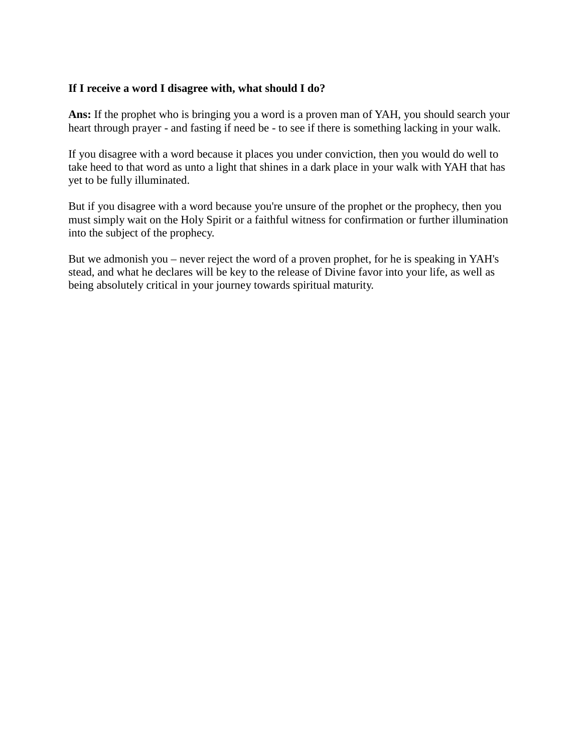**If I receive a word I disagree with, what should I do?**

**Ans:** If the prophet who is bringing you a word is a proven man of YAH, you should search your heart through prayer - and fasting if need be - to see if there is something lacking in your walk.

If you disagree with a word because it places you under conviction, then you would do well to take heed to that word as unto a light that shines in a dark place in your walk with YAH that has yet to be fully illuminated.

But if you disagree with a word because you're unsure of the prophet or the prophecy, then you must simply wait on the Holy Spirit or a faithful witness for confirmation or further illumination into the subject of the prophecy.

But we admonish you – never reject the word of a proven prophet, for he is speaking in YAH's stead, and what he declares will be key to the release of Divine favor into your life, as well as being absolutely critical in your journey towards spiritual maturity.